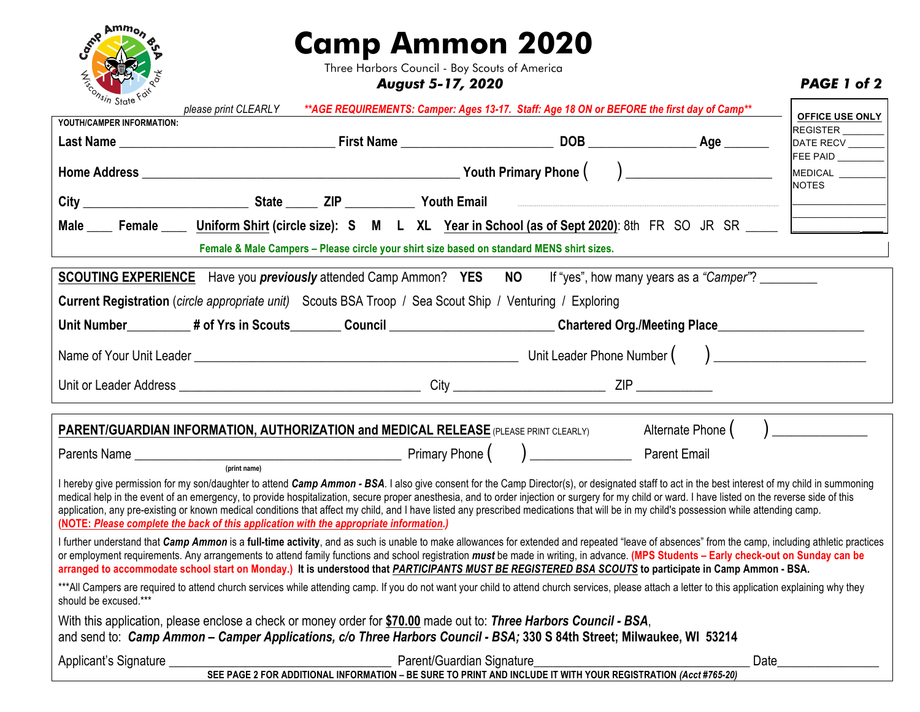# Camp Ammon 2020

Three Harbors Council - Boy Scouts of America

***August 5-17, 2020***

***PAGE 1 of 2***

please print CLEARLY ***\*\*AGE REQUIREMENTS: Camper: Ages 13-17. Staff: Age 18 ON or BEFORE the first day of Camp\*\****

**OFFICE USE ONLY**
REGISTER ________
DATE RECV ________
FEE PAID ________
MEDICAL ________
NOTES
________
________
________

**YOUTH/CAMPER INFORMATION:**

**Last Name** ______________________________ **First Name** ____________________ **DOB** ______________ **Age** ______

**Home Address** ____________________________________________ **Youth Primary Phone** ( ) ____________________

**City** _______________________ **State** _____ **ZIP** __________ **Youth Email** ..............................................

**Male** ____ **Female** ____ **Uniform Shirt** (circle size): **S M L XL** **Year in School (as of Sept 2020)**: 8th FR SO JR SR _____

**Female & Male Campers – Please circle your shirt size based on standard MENS shirt sizes.**

---

**SCOUTING EXPERIENCE** Have you ***previously*** attended Camp Ammon? **YES NO** If "yes", how many years as a *"Camper"*? ________

**Current Registration** (*circle appropriate unit*) Scouts BSA Troop / Sea Scout Ship / Venturing / Exploring

**Unit Number**_________ **# of Yrs in Scouts**_______ **Council** ________________________ **Chartered Org./Meeting Place**______________________

Name of Your Unit Leader ______________________________________________ Unit Leader Phone Number ( ) ____________________

Unit or Leader Address ____________________________________ City ______________________ ZIP ___________

---

**PARENT/GUARDIAN INFORMATION, AUTHORIZATION and MEDICAL RELEASE** (PLEASE PRINT CLEARLY) Alternate Phone ( ) _____________

Parents Name ________________________________________ Primary Phone ( ) ______________ Parent Email
(print name)

I hereby give permission for my son/daughter to attend ***Camp Ammon - BSA***. I also give consent for the Camp Director(s), or designated staff to act in the best interest of my child in summoning medical help in the event of an emergency, to provide hospitalization, secure proper anesthesia, and to order injection or surgery for my child or ward. I have listed on the reverse side of this application, any pre-existing or known medical conditions that affect my child, and I have listed any prescribed medications that will be in my child's possession while attending camp. ***(NOTE: Please complete the back of this application with the appropriate information.)***

I further understand that ***Camp Ammon*** is a **full-time activity**, and as such is unable to make allowances for extended and repeated "leave of absences" from the camp, including athletic practices or employment requirements. Any arrangements to attend family functions and school registration ***must*** be made in writing, in advance. **(MPS Students – Early check-out on Sunday can be arranged to accommodate school start on Monday.)** **It is understood that *PARTICIPANTS MUST BE REGISTERED BSA SCOUTS* to participate in Camp Ammon - BSA.**

\*\*\*All Campers are required to attend church services while attending camp. If you do not want your child to attend church services, please attach a letter to this application explaining why they should be excused.\*\*\*

With this application, please enclose a check or money order for **$70.00** made out to: ***Three Harbors Council - BSA***,
and send to: ***Camp Ammon – Camper Applications, c/o Three Harbors Council - BSA;*** **330 S 84th Street; Milwaukee, WI 53214**

Applicant's Signature ______________________________ Parent/Guardian Signature______________________________ Date______________

**SEE PAGE 2 FOR ADDITIONAL INFORMATION – BE SURE TO PRINT AND INCLUDE IT WITH YOUR REGISTRATION *(Acct #765-20)***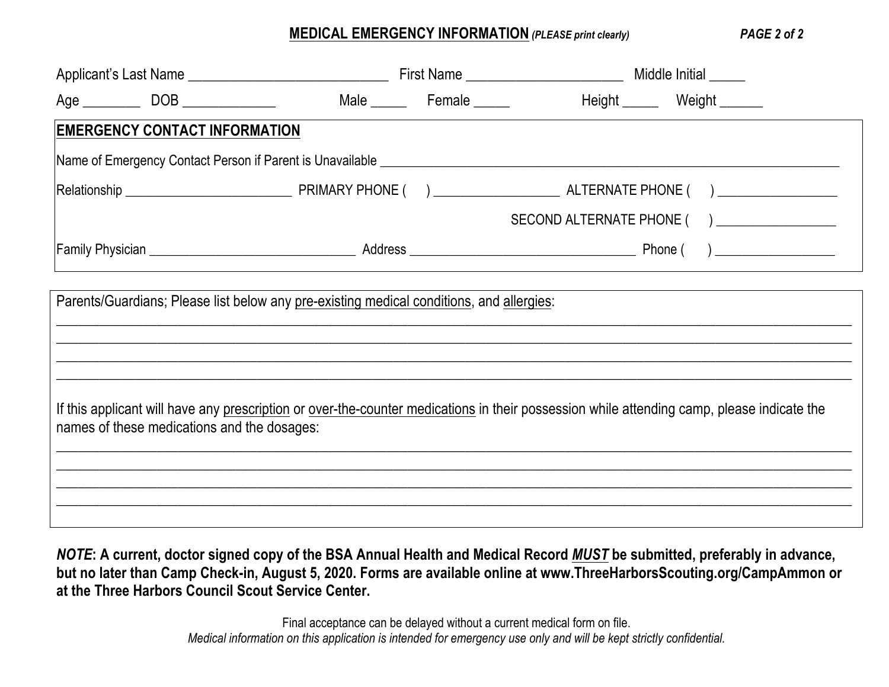## **MEDICAL EMERGENCY INFORMATION** *(PLEASE print clearly)*

Applicant's Last Name ____________________________ First Name _____________________ Middle Initial _____

Age ________ DOB _____________ Male _____ Female _____ Height _____ Weight ______

**EMERGENCY CONTACT INFORMATION**

Name of Emergency Contact Person if Parent is Unavailable ______________________________________________________________________

Relationship ________________________ PRIMARY PHONE ( ) __________________ ALTERNATE PHONE ( ) _________________

SECOND ALTERNATE PHONE ( ) _________________

Family Physician ______________________________ Address __________________________________ Phone ( ) _________________

Parents/Guardians; Please list below any pre-existing medical conditions, and allergies:

________________________________________________________________________________________________________________

________________________________________________________________________________________________________________

________________________________________________________________________________________________________________

________________________________________________________________________________________________________________

If this applicant will have any prescription or over-the-counter medications in their possession while attending camp, please indicate the names of these medications and the dosages:

________________________________________________________________________________________________________________

________________________________________________________________________________________________________________

________________________________________________________________________________________________________________

________________________________________________________________________________________________________________

***NOTE*: A current, doctor signed copy of the BSA Annual Health and Medical Record *MUST* be submitted, preferably in advance, but no later than Camp Check-in, August 5, 2020. Forms are available online at www.ThreeHarborsScouting.org/CampAmmon or at the Three Harbors Council Scout Service Center.**

Final acceptance can be delayed without a current medical form on file.

*Medical information on this application is intended for emergency use only and will be kept strictly confidential.*